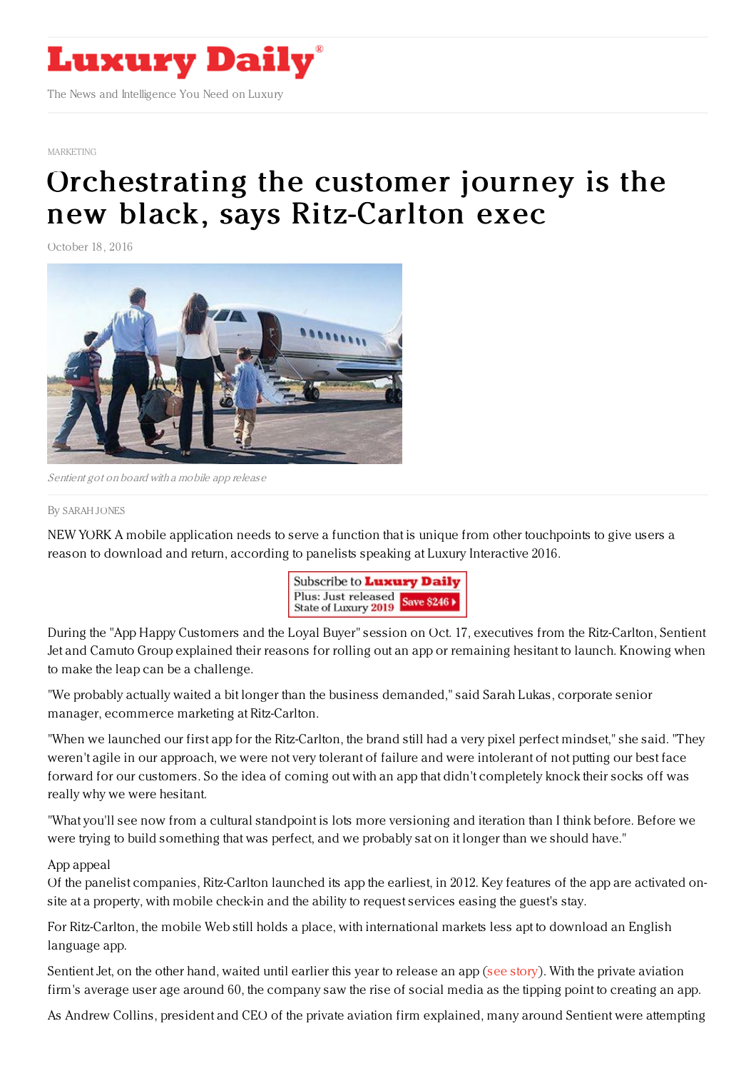# Luxury Daily

The News and Intelligence You Need on Luxury

MARKETING

# Orchestrating the customer journey is the new black, says Ritz-Carlton exec

October 18, 2016

*Sentient got on board with a mobile app release*

By SARAH JONES

NEW YORK A mobile application needs to serve a function that is unique from other touchpoints to give users a reason to download and return, according to panelists speaking at Luxury Interactive 2016.

During the "App Happy Customers and the Loyal Buyer" session on Oct. 17, executives from the Ritz-Carlton, Sentient Jet and Camuto Group explained their reasons for rolling out an app or remaining hesitant to launch. Knowing when to make the leap can be a challenge.

"We probably actually waited a bit longer than the business demanded," said Sarah Lukas, corporate senior manager, ecommerce marketing at Ritz-Carlton.

"When we launched our first app for the Ritz-Carlton, the brand still had a very pixel perfect mindset," she said. "They weren't agile in our approach, we were not very tolerant of failure and were intolerant of not putting our best face forward for our customers. So the idea of coming out with an app that didn't completely knock their socks off was really why we were hesitant.

"What you'll see now from a cultural standpoint is lots more versioning and iteration than I think before. Before we were trying to build something that was perfect, and we probably sat on it longer than we should have."

App appeal

Of the panelist companies, Ritz-Carlton launched its app the earliest, in 2012. Key features of the app are activated on-site at a property, with mobile check-in and the ability to request services easing the guest's stay.

For Ritz-Carlton, the mobile Web still holds a place, with international markets less apt to download an English language app.

Sentient Jet, on the other hand, waited until earlier this year to release an app (see story). With the private aviation firm's average user age around 60, the company saw the rise of social media as the tipping point to creating an app.

As Andrew Collins, president and CEO of the private aviation firm explained, many around Sentient were attempting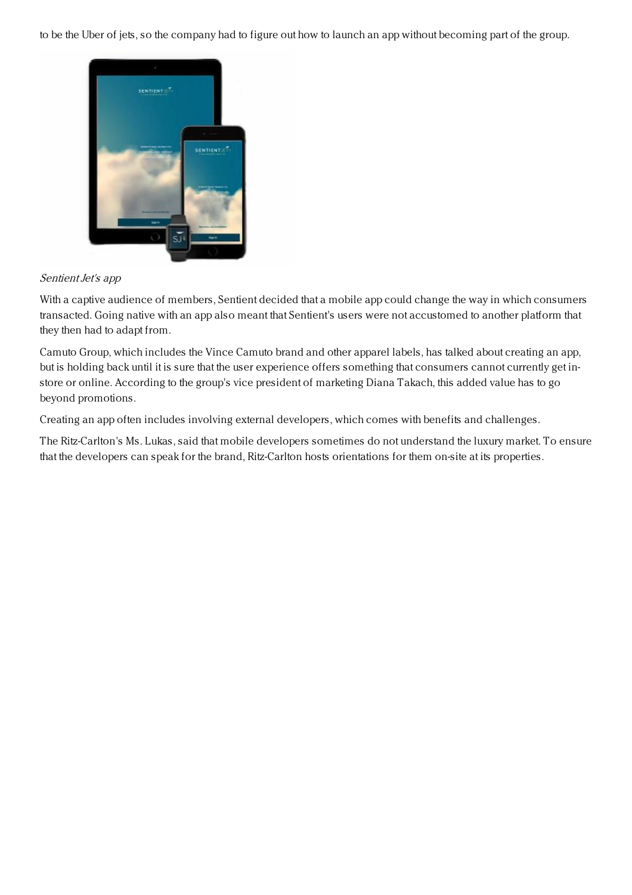to be the Uber of jets, so the company had to figure out how to launch an app without becoming part of the group.

*Sentient Jet's app*

With a captive audience of members, Sentient decided that a mobile app could change the way in which consumers transacted. Going native with an app also meant that Sentient's users were not accustomed to another platform that they then had to adapt from.

Camuto Group, which includes the Vince Camuto brand and other apparel labels, has talked about creating an app, but is holding back until it is sure that the user experience offers something that consumers cannot currently get in-store or online. According to the group's vice president of marketing Diana Takach, this added value has to go beyond promotions.

Creating an app often includes involving external developers, which comes with benefits and challenges.

The Ritz-Carlton's Ms. Lukas, said that mobile developers sometimes do not understand the luxury market. To ensure that the developers can speak for the brand, Ritz-Carlton hosts orientations for them on-site at its properties.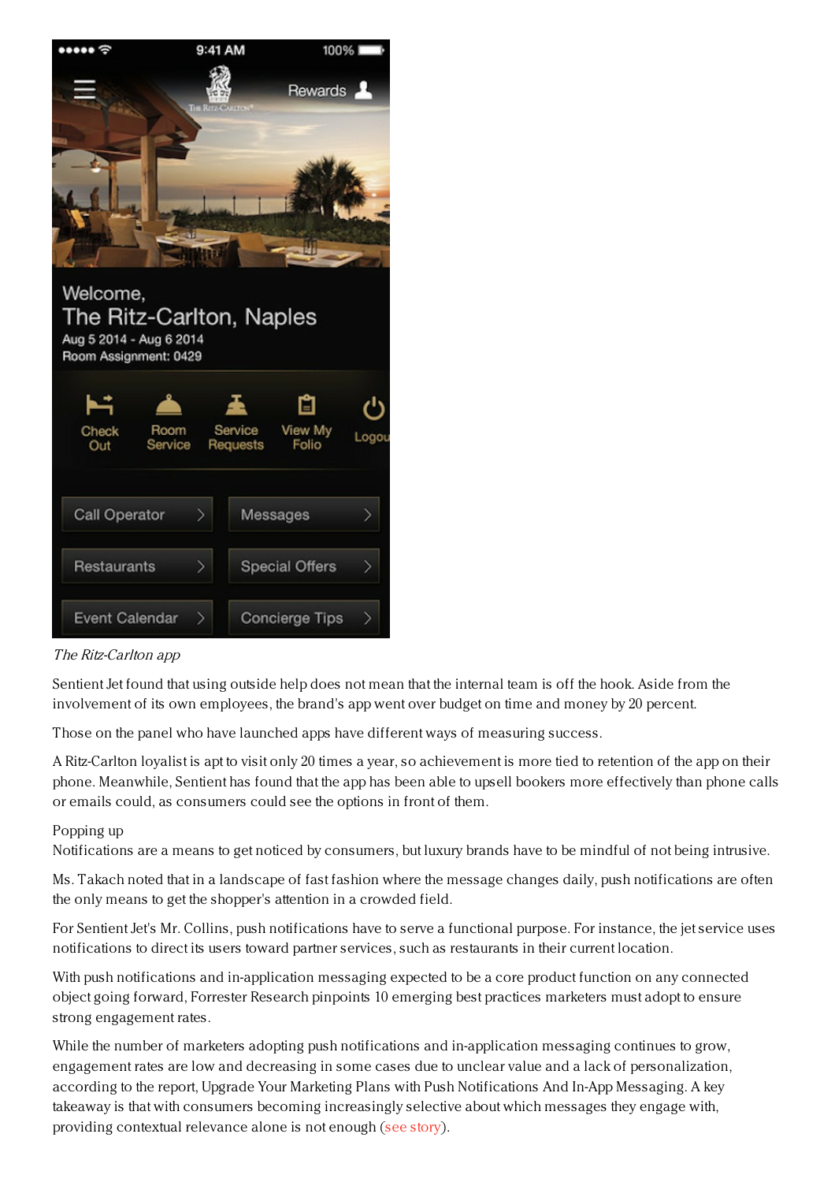*The Ritz-Carlton app*

Sentient Jet found that using outside help does not mean that the internal team is off the hook. Aside from the involvement of its own employees, the brand's app went over budget on time and money by 20 percent.

Those on the panel who have launched apps have different ways of measuring success.

A Ritz-Carlton loyalist is apt to visit only 20 times a year, so achievement is more tied to retention of the app on their phone. Meanwhile, Sentient has found that the app has been able to upsell bookers more effectively than phone calls or emails could, as consumers could see the options in front of them.

Popping up

Notifications are a means to get noticed by consumers, but luxury brands have to be mindful of not being intrusive.

Ms. Takach noted that in a landscape of fast fashion where the message changes daily, push notifications are often the only means to get the shopper's attention in a crowded field.

For Sentient Jet's Mr. Collins, push notifications have to serve a functional purpose. For instance, the jet service uses notifications to direct its users toward partner services, such as restaurants in their current location.

With push notifications and in-application messaging expected to be a core product function on any connected object going forward, Forrester Research pinpoints 10 emerging best practices marketers must adopt to ensure strong engagement rates.

While the number of marketers adopting push notifications and in-application messaging continues to grow, engagement rates are low and decreasing in some cases due to unclear value and a lack of personalization, according to the report, Upgrade Your Marketing Plans with Push Notifications And In-App Messaging. A key takeaway is that with consumers becoming increasingly selective about which messages they engage with, providing contextual relevance alone is not enough (see story).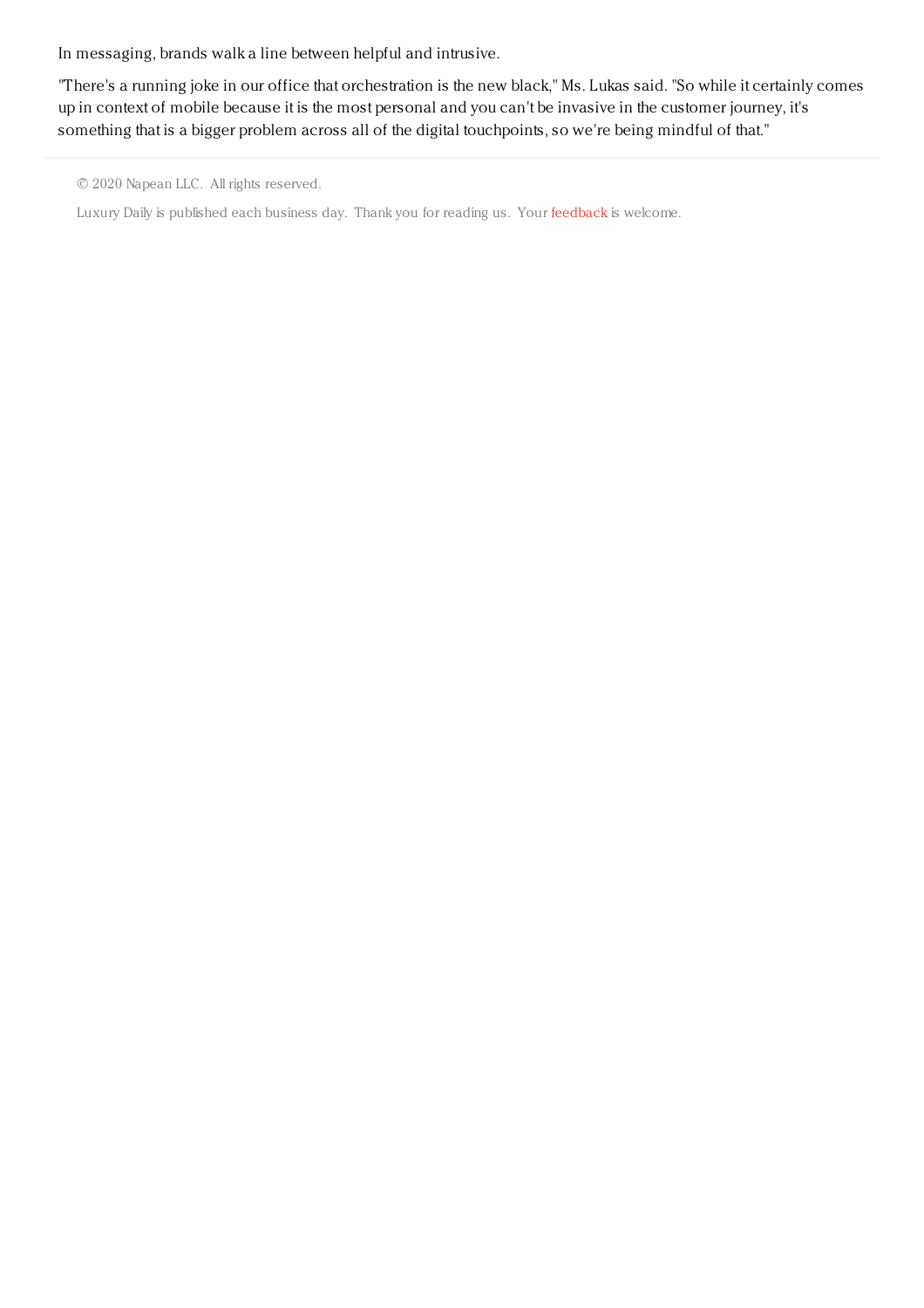In messaging, brands walk a line between helpful and intrusive.

"There's a running joke in our office that orchestration is the new black," Ms. Lukas said. "So while it certainly comes up in context of mobile because it is the most personal and you can't be invasive in the customer journey, it's something that is a bigger problem across all of the digital touchpoints, so we're being mindful of that."

© 2020 Napean LLC. All rights reserved.

Luxury Daily is published each business day. Thank you for reading us. Your feedback is welcome.